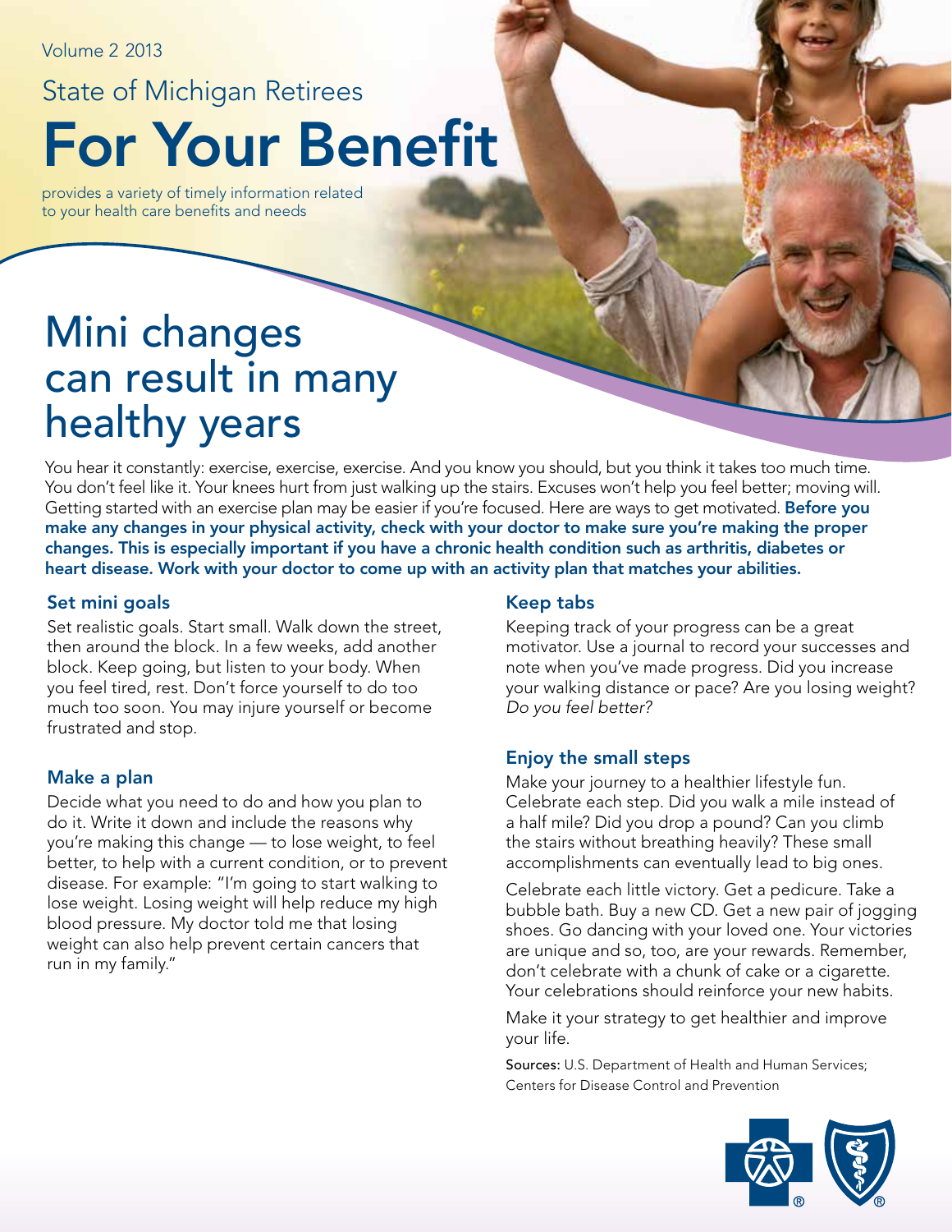Volume 2 2013

State of Michigan Retirees

# For Your Benefit

provides a variety of timely information related to your health care benefits and needs

## Mini changes can result in many healthy years

You hear it constantly: exercise, exercise, exercise. And you know you should, but you think it takes too much time. You don't feel like it. Your knees hurt from just walking up the stairs. Excuses won't help you feel better; moving will. Getting started with an exercise plan may be easier if you're focused. Here are ways to get motivated. **Before you make any changes in your physical activity, check with your doctor to make sure you're making the proper changes. This is especially important if you have a chronic health condition such as arthritis, diabetes or heart disease. Work with your doctor to come up with an activity plan that matches your abilities.**

### Set mini goals

Set realistic goals. Start small. Walk down the street, then around the block. In a few weeks, add another block. Keep going, but listen to your body. When you feel tired, rest. Don't force yourself to do too much too soon. You may injure yourself or become frustrated and stop.

### Make a plan

Decide what you need to do and how you plan to do it. Write it down and include the reasons why you're making this change — to lose weight, to feel better, to help with a current condition, or to prevent disease. For example: "I'm going to start walking to lose weight. Losing weight will help reduce my high blood pressure. My doctor told me that losing weight can also help prevent certain cancers that run in my family."

### Keep tabs

Keeping track of your progress can be a great motivator. Use a journal to record your successes and note when you've made progress. Did you increase your walking distance or pace? Are you losing weight? *Do you feel better?*

### Enjoy the small steps

Make your journey to a healthier lifestyle fun. Celebrate each step. Did you walk a mile instead of a half mile? Did you drop a pound? Can you climb the stairs without breathing heavily? These small accomplishments can eventually lead to big ones.

Celebrate each little victory. Get a pedicure. Take a bubble bath. Buy a new CD. Get a new pair of jogging shoes. Go dancing with your loved one. Your victories are unique and so, too, are your rewards. Remember, don't celebrate with a chunk of cake or a cigarette. Your celebrations should reinforce your new habits.

Make it your strategy to get healthier and improve your life.

**Sources:** U.S. Department of Health and Human Services; Centers for Disease Control and Prevention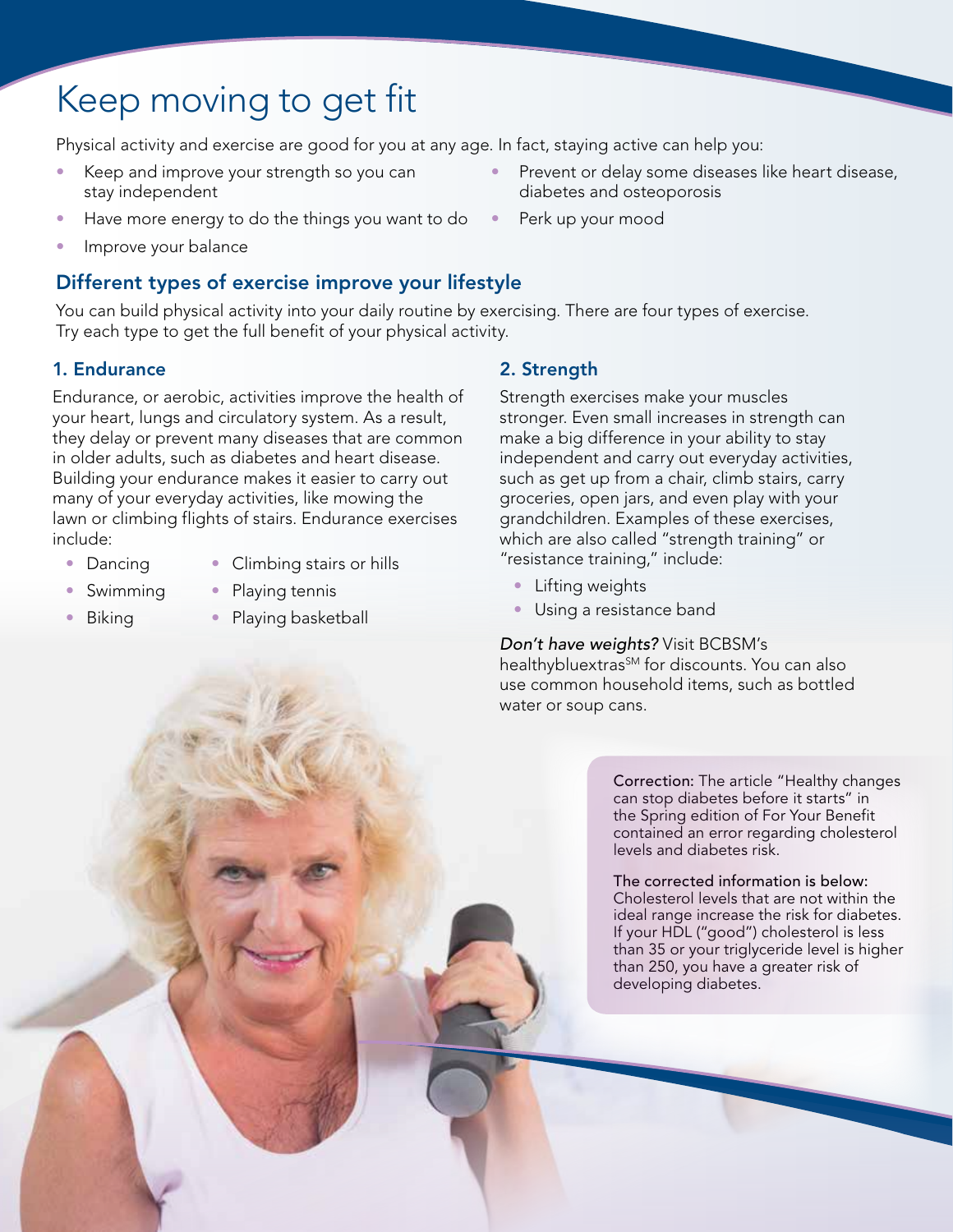# Keep moving to get fit

Physical activity and exercise are good for you at any age. In fact, staying active can help you:

- Keep and improve your strength so you can stay independent
- Have more energy to do the things you want to do
- Improve your balance
- Prevent or delay some diseases like heart disease, diabetes and osteoporosis
- Perk up your mood

## Different types of exercise improve your lifestyle

You can build physical activity into your daily routine by exercising. There are four types of exercise. Try each type to get the full benefit of your physical activity.

### 1. Endurance

Endurance, or aerobic, activities improve the health of your heart, lungs and circulatory system. As a result, they delay or prevent many diseases that are common in older adults, such as diabetes and heart disease. Building your endurance makes it easier to carry out many of your everyday activities, like mowing the lawn or climbing flights of stairs. Endurance exercises include:

- Dancing
- Swimming
- Biking
- Climbing stairs or hills
- Playing tennis
- Playing basketball

### 2. Strength

Strength exercises make your muscles stronger. Even small increases in strength can make a big difference in your ability to stay independent and carry out everyday activities, such as get up from a chair, climb stairs, carry groceries, open jars, and even play with your grandchildren. Examples of these exercises, which are also called "strength training" or "resistance training," include:

- Lifting weights
- Using a resistance band

*Don't have weights?* Visit BCBSM's healthybluextras[SM] for discounts. You can also use common household items, such as bottled water or soup cans.

**Correction:** The article "Healthy changes can stop diabetes before it starts" in the Spring edition of For Your Benefit contained an error regarding cholesterol levels and diabetes risk.

**The corrected information is below:**
Cholesterol levels that are not within the ideal range increase the risk for diabetes. If your HDL ("good") cholesterol is less than 35 or your triglyceride level is higher than 250, you have a greater risk of developing diabetes.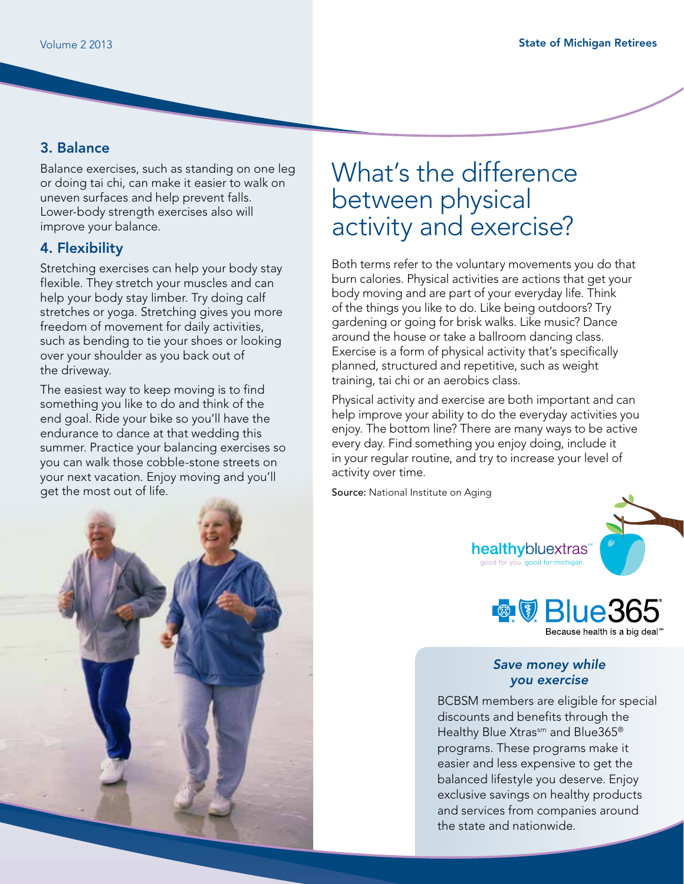### 3. Balance

Balance exercises, such as standing on one leg or doing tai chi, can make it easier to walk on uneven surfaces and help prevent falls. Lower-body strength exercises also will improve your balance.

### 4. Flexibility

Stretching exercises can help your body stay flexible. They stretch your muscles and can help your body stay limber. Try doing calf stretches or yoga. Stretching gives you more freedom of movement for daily activities, such as bending to tie your shoes or looking over your shoulder as you back out of the driveway.

The easiest way to keep moving is to find something you like to do and think of the end goal. Ride your bike so you'll have the endurance to dance at that wedding this summer. Practice your balancing exercises so you can walk those cobble-stone streets on your next vacation. Enjoy moving and you'll get the most out of life.

# What's the difference between physical activity and exercise?

Both terms refer to the voluntary movements you do that burn calories. Physical activities are actions that get your body moving and are part of your everyday life. Think of the things you like to do. Like being outdoors? Try gardening or going for brisk walks. Like music? Dance around the house or take a ballroom dancing class. Exercise is a form of physical activity that's specifically planned, structured and repetitive, such as weight training, tai chi or an aerobics class.

Physical activity and exercise are both important and can help improve your ability to do the everyday activities you enjoy. The bottom line? There are many ways to be active every day. Find something you enjoy doing, include it in your regular routine, and try to increase your level of activity over time.

**Source:** National Institute on Aging

healthybluextras℠
good for you. good for michigan.

Blue365®
Because health is a big deal℠

### *Save money while you exercise*

BCBSM members are eligible for special discounts and benefits through the Healthy Blue Xtras℠ and Blue365® programs. These programs make it easier and less expensive to get the balanced lifestyle you deserve. Enjoy exclusive savings on healthy products and services from companies around the state and nationwide.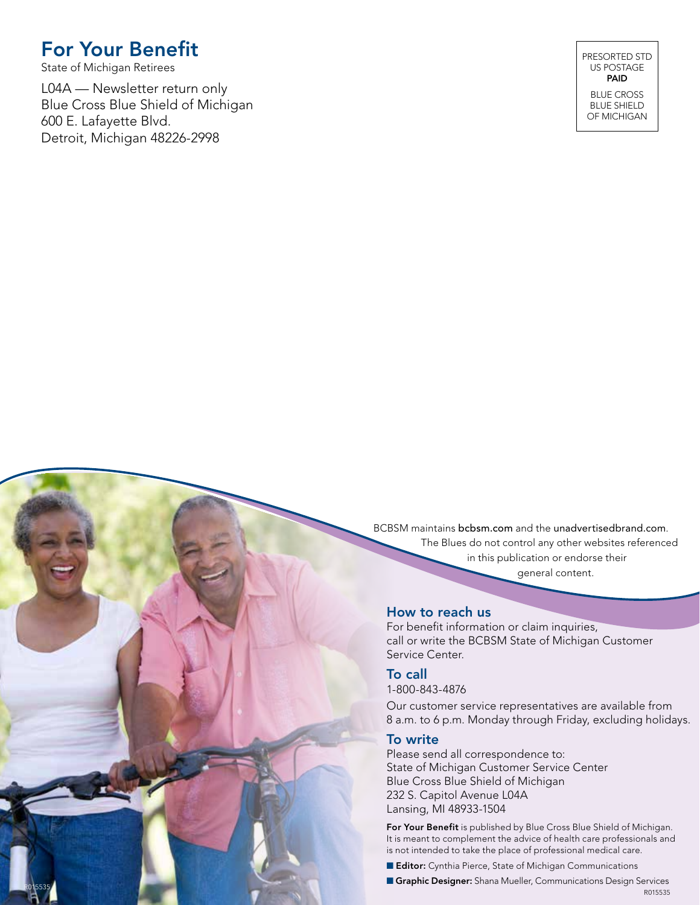# For Your Benefit

State of Michigan Retirees

L04A — Newsletter return only
Blue Cross Blue Shield of Michigan
600 E. Lafayette Blvd.
Detroit, Michigan 48226-2998

PRESORTED STD
US POSTAGE
**PAID**
BLUE CROSS
BLUE SHIELD
OF MICHIGAN

BCBSM maintains bcbsm.com and the unadvertisedbrand.com. The Blues do not control any other websites referenced in this publication or endorse their general content.

## How to reach us

For benefit information or claim inquiries, call or write the BCBSM State of Michigan Customer Service Center.

## To call

1-800-843-4876

Our customer service representatives are available from 8 a.m. to 6 p.m. Monday through Friday, excluding holidays.

## To write

Please send all correspondence to:
State of Michigan Customer Service Center
Blue Cross Blue Shield of Michigan
232 S. Capitol Avenue L04A
Lansing, MI 48933-1504

**For Your Benefit** is published by Blue Cross Blue Shield of Michigan. It is meant to complement the advice of health care professionals and is not intended to take the place of professional medical care.

- **Editor:** Cynthia Pierce, State of Michigan Communications
- **Graphic Designer:** Shana Mueller, Communications Design Services

R015535